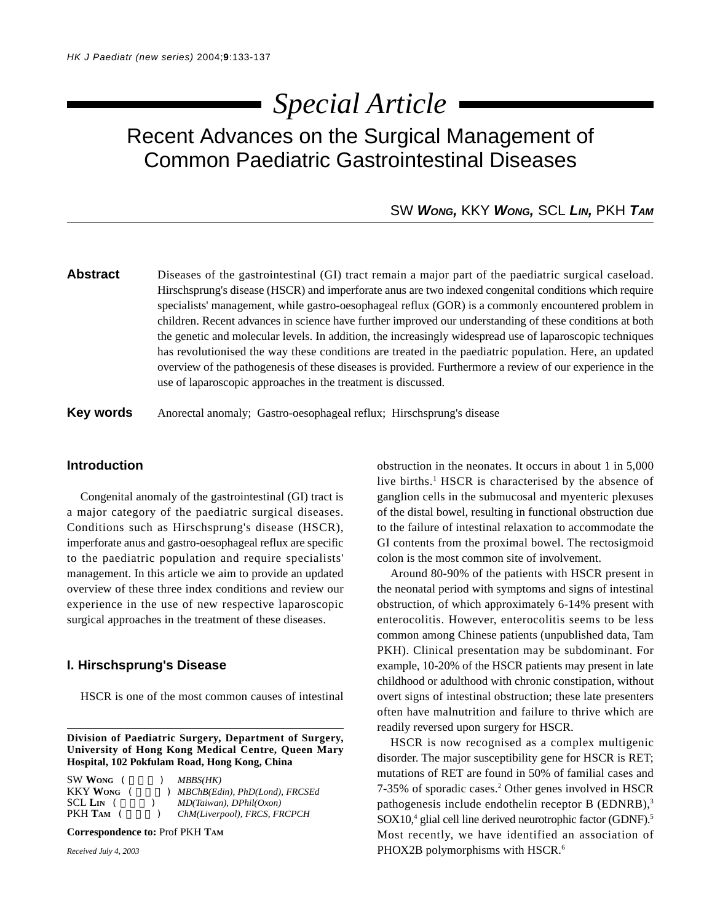Special Article

# Recent Advances on the Surgical Management of Common Paediatric Gastrointestinal Diseases

SW **Wong**, KKY **Wong**, SCL **Lin**, PKH **Tam**

**Abstract** Diseases of the gastrointestinal (GI) tract remain a major part of the paediatric surgical caseload. Hirschsprung's disease (HSCR) and imperforate anus are two indexed congenital conditions which require specialists' management, while gastro-oesophageal reflux (GOR) is a commonly encountered problem in children. Recent advances in science have further improved our understanding of these conditions at both the genetic and molecular levels. In addition, the increasingly widespread use of laparoscopic techniques has revolutionised the way these conditions are treated in the paediatric population. Here, an updated overview of the pathogenesis of these diseases is provided. Furthermore a review of our experience in the use of laparoscopic approaches in the treatment is discussed.

**Key words** Anorectal anomaly; Gastro-oesophageal reflux; Hirschsprung's disease

## Introduction

Congenital anomaly of the gastrointestinal (GI) tract is a major category of the paediatric surgical diseases. Conditions such as Hirschsprung's disease (HSCR), imperforate anus and gastro-oesophageal reflux are specific to the paediatric population and require specialists' management. In this article we aim to provide an updated overview of these three index conditions and review our experience in the use of new respective laparoscopic surgical approaches in the treatment of these diseases.

## I. Hirschsprung's Disease

HSCR is one of the most common causes of intestinal obstruction in the neonates. It occurs in about 1 in 5,000 live births.[1] HSCR is characterised by the absence of ganglion cells in the submucosal and myenteric plexuses of the distal bowel, resulting in functional obstruction due to the failure of intestinal relaxation to accommodate the GI contents from the proximal bowel. The rectosigmoid colon is the most common site of involvement.

Around 80-90% of the patients with HSCR present in the neonatal period with symptoms and signs of intestinal obstruction, of which approximately 6-14% present with enterocolitis. However, enterocolitis seems to be less common among Chinese patients (unpublished data, Tam PKH). Clinical presentation may be subdominant. For example, 10-20% of the HSCR patients may present in late childhood or adulthood with chronic constipation, without overt signs of intestinal obstruction; these late presenters often have malnutrition and failure to thrive which are readily reversed upon surgery for HSCR.

HSCR is now recognised as a complex multigenic disorder. The major susceptibility gene for HSCR is RET; mutations of RET are found in 50% of familial cases and 7-35% of sporadic cases.[2] Other genes involved in HSCR pathogenesis include endothelin receptor B (EDNRB),[3] SOX10,[4] glial cell line derived neurotrophic factor (GDNF).[5] Most recently, we have identified an association of PHOX2B polymorphisms with HSCR.[6]

---

**Division of Paediatric Surgery, Department of Surgery, University of Hong Kong Medical Centre, Queen Mary Hospital, 102 Pokfulam Road, Hong Kong, China**

SW **Wong** ( ) *MBBS(HK)*
KKY **Wong** ( ) *MBChB(Edin), PhD(Lond), FRCSEd*
SCL **Lin** ( ) *MD(Taiwan), DPhil(Oxon)*
PKH **Tam** ( ) *ChM(Liverpool), FRCS, FRCPCH*

**Correspondence to:** Prof PKH **Tam**

*Received July 4, 2003*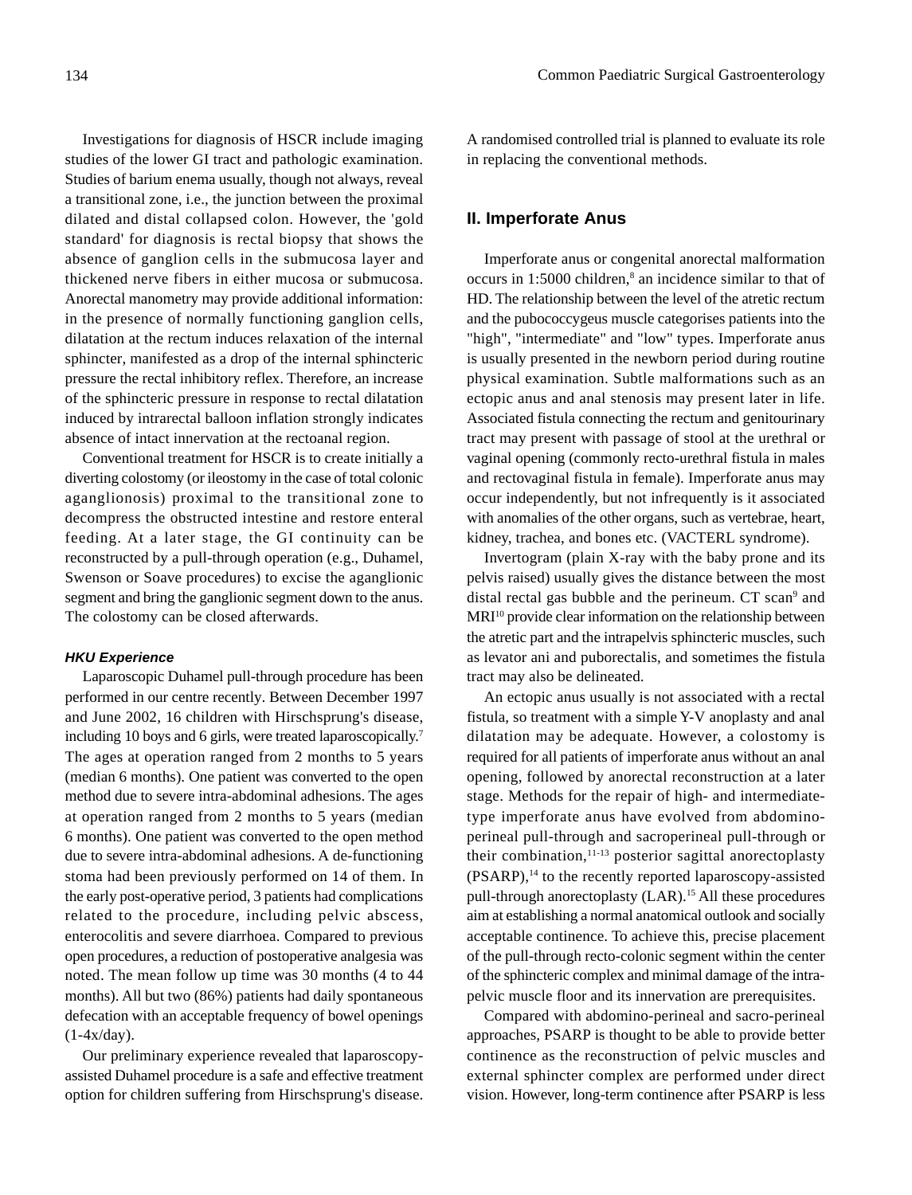Investigations for diagnosis of HSCR include imaging studies of the lower GI tract and pathologic examination. Studies of barium enema usually, though not always, reveal a transitional zone, i.e., the junction between the proximal dilated and distal collapsed colon. However, the 'gold standard' for diagnosis is rectal biopsy that shows the absence of ganglion cells in the submucosa layer and thickened nerve fibers in either mucosa or submucosa. Anorectal manometry may provide additional information: in the presence of normally functioning ganglion cells, dilatation at the rectum induces relaxation of the internal sphincter, manifested as a drop of the internal sphincteric pressure the rectal inhibitory reflex. Therefore, an increase of the sphincteric pressure in response to rectal dilatation induced by intrarectal balloon inflation strongly indicates absence of intact innervation at the rectoanal region.

Conventional treatment for HSCR is to create initially a diverting colostomy (or ileostomy in the case of total colonic aganglionosis) proximal to the transitional zone to decompress the obstructed intestine and restore enteral feeding. At a later stage, the GI continuity can be reconstructed by a pull-through operation (e.g., Duhamel, Swenson or Soave procedures) to excise the aganglionic segment and bring the ganglionic segment down to the anus. The colostomy can be closed afterwards.

#### *HKU Experience*

Laparoscopic Duhamel pull-through procedure has been performed in our centre recently. Between December 1997 and June 2002, 16 children with Hirschsprung's disease, including 10 boys and 6 girls, were treated laparoscopically.[7] The ages at operation ranged from 2 months to 5 years (median 6 months). One patient was converted to the open method due to severe intra-abdominal adhesions. The ages at operation ranged from 2 months to 5 years (median 6 months). One patient was converted to the open method due to severe intra-abdominal adhesions. A de-functioning stoma had been previously performed on 14 of them. In the early post-operative period, 3 patients had complications related to the procedure, including pelvic abscess, enterocolitis and severe diarrhoea. Compared to previous open procedures, a reduction of postoperative analgesia was noted. The mean follow up time was 30 months (4 to 44 months). All but two (86%) patients had daily spontaneous defecation with an acceptable frequency of bowel openings (1-4x/day).

Our preliminary experience revealed that laparoscopy-assisted Duhamel procedure is a safe and effective treatment option for children suffering from Hirschsprung's disease. A randomised controlled trial is planned to evaluate its role in replacing the conventional methods.

## II. Imperforate Anus

Imperforate anus or congenital anorectal malformation occurs in 1:5000 children,[8] an incidence similar to that of HD. The relationship between the level of the atretic rectum and the pubococcygeus muscle categorises patients into the "high", "intermediate" and "low" types. Imperforate anus is usually presented in the newborn period during routine physical examination. Subtle malformations such as an ectopic anus and anal stenosis may present later in life. Associated fistula connecting the rectum and genitourinary tract may present with passage of stool at the urethral or vaginal opening (commonly recto-urethral fistula in males and rectovaginal fistula in female). Imperforate anus may occur independently, but not infrequently is it associated with anomalies of the other organs, such as vertebrae, heart, kidney, trachea, and bones etc. (VACTERL syndrome).

Invertogram (plain X-ray with the baby prone and its pelvis raised) usually gives the distance between the most distal rectal gas bubble and the perineum. CT scan[9] and MRI[10] provide clear information on the relationship between the atretic part and the intrapelvis sphincteric muscles, such as levator ani and puborectalis, and sometimes the fistula tract may also be delineated.

An ectopic anus usually is not associated with a rectal fistula, so treatment with a simple Y-V anoplasty and anal dilatation may be adequate. However, a colostomy is required for all patients of imperforate anus without an anal opening, followed by anorectal reconstruction at a later stage. Methods for the repair of high- and intermediate-type imperforate anus have evolved from abdomino-perineal pull-through and sacroperineal pull-through or their combination,[11-13] posterior sagittal anorectoplasty (PSARP),[14] to the recently reported laparoscopy-assisted pull-through anorectoplasty (LAR).[15] All these procedures aim at establishing a normal anatomical outlook and socially acceptable continence. To achieve this, precise placement of the pull-through recto-colonic segment within the center of the sphincteric complex and minimal damage of the intra-pelvic muscle floor and its innervation are prerequisites.

Compared with abdomino-perineal and sacro-perineal approaches, PSARP is thought to be able to provide better continence as the reconstruction of pelvic muscles and external sphincter complex are performed under direct vision. However, long-term continence after PSARP is less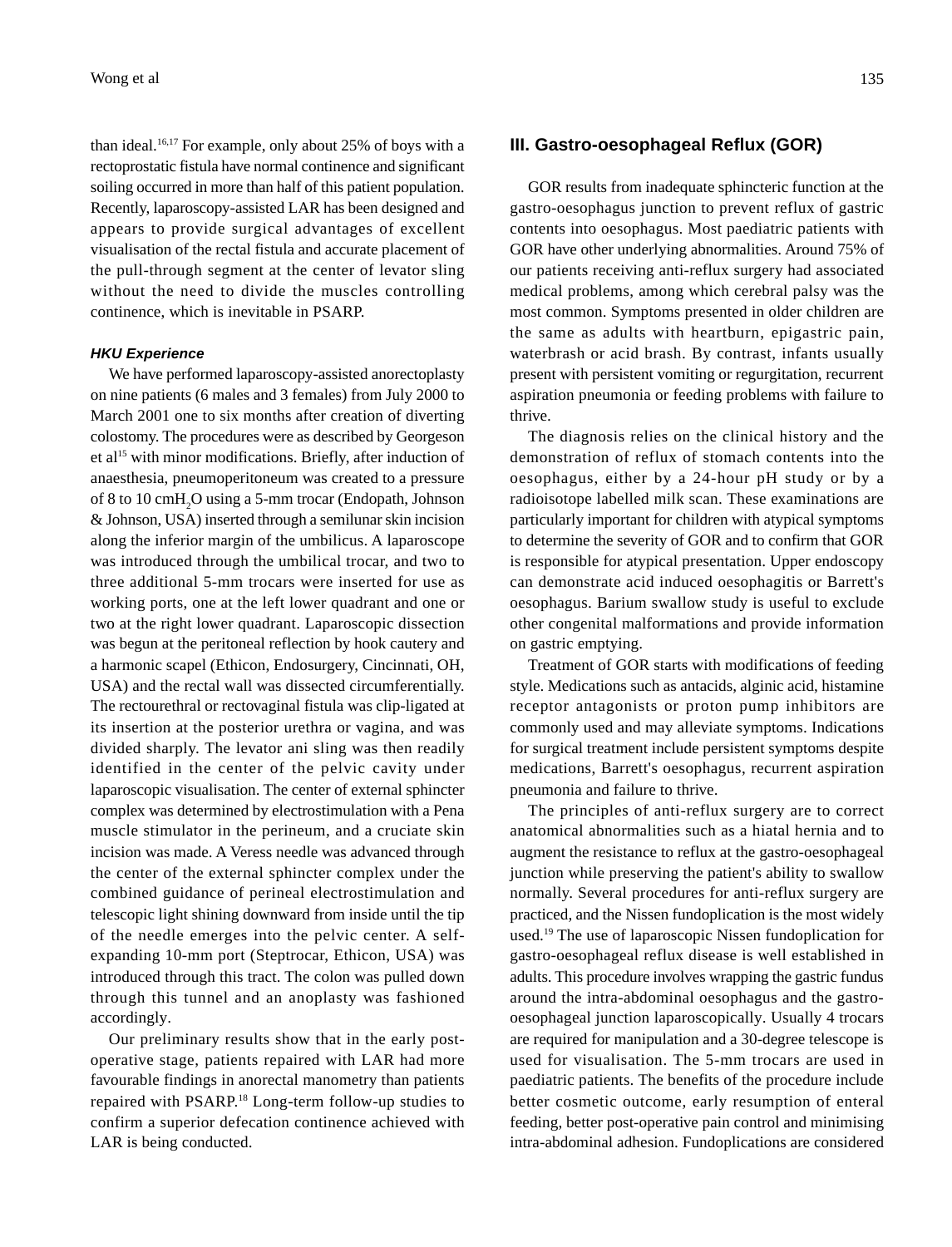than ideal.[16,17] For example, only about 25% of boys with a rectoprostatic fistula have normal continence and significant soiling occurred in more than half of this patient population. Recently, laparoscopy-assisted LAR has been designed and appears to provide surgical advantages of excellent visualisation of the rectal fistula and accurate placement of the pull-through segment at the center of levator sling without the need to divide the muscles controlling continence, which is inevitable in PSARP.

#### *HKU Experience*

We have performed laparoscopy-assisted anorectoplasty on nine patients (6 males and 3 females) from July 2000 to March 2001 one to six months after creation of diverting colostomy. The procedures were as described by Georgeson et al[15] with minor modifications. Briefly, after induction of anaesthesia, pneumoperitoneum was created to a pressure of 8 to 10 cm$H_2O$ using a 5-mm trocar (Endopath, Johnson & Johnson, USA) inserted through a semilunar skin incision along the inferior margin of the umbilicus. A laparoscope was introduced through the umbilical trocar, and two to three additional 5-mm trocars were inserted for use as working ports, one at the left lower quadrant and one or two at the right lower quadrant. Laparoscopic dissection was begun at the peritoneal reflection by hook cautery and a harmonic scapel (Ethicon, Endosurgery, Cincinnati, OH, USA) and the rectal wall was dissected circumferentially. The rectourethral or rectovaginal fistula was clip-ligated at its insertion at the posterior urethra or vagina, and was divided sharply. The levator ani sling was then readily identified in the center of the pelvic cavity under laparoscopic visualisation. The center of external sphincter complex was determined by electrostimulation with a Pena muscle stimulator in the perineum, and a cruciate skin incision was made. A Veress needle was advanced through the center of the external sphincter complex under the combined guidance of perineal electrostimulation and telescopic light shining downward from inside until the tip of the needle emerges into the pelvic center. A self-expanding 10-mm port (Steptrocar, Ethicon, USA) was introduced through this tract. The colon was pulled down through this tunnel and an anoplasty was fashioned accordingly.

Our preliminary results show that in the early post-operative stage, patients repaired with LAR had more favourable findings in anorectal manometry than patients repaired with PSARP.[18] Long-term follow-up studies to confirm a superior defecation continence achieved with LAR is being conducted.

## III. Gastro-oesophageal Reflux (GOR)

GOR results from inadequate sphincteric function at the gastro-oesophagus junction to prevent reflux of gastric contents into oesophagus. Most paediatric patients with GOR have other underlying abnormalities. Around 75% of our patients receiving anti-reflux surgery had associated medical problems, among which cerebral palsy was the most common. Symptoms presented in older children are the same as adults with heartburn, epigastric pain, waterbrash or acid brash. By contrast, infants usually present with persistent vomiting or regurgitation, recurrent aspiration pneumonia or feeding problems with failure to thrive.

The diagnosis relies on the clinical history and the demonstration of reflux of stomach contents into the oesophagus, either by a 24-hour pH study or by a radioisotope labelled milk scan. These examinations are particularly important for children with atypical symptoms to determine the severity of GOR and to confirm that GOR is responsible for atypical presentation. Upper endoscopy can demonstrate acid induced oesophagitis or Barrett's oesophagus. Barium swallow study is useful to exclude other congenital malformations and provide information on gastric emptying.

Treatment of GOR starts with modifications of feeding style. Medications such as antacids, alginic acid, histamine receptor antagonists or proton pump inhibitors are commonly used and may alleviate symptoms. Indications for surgical treatment include persistent symptoms despite medications, Barrett's oesophagus, recurrent aspiration pneumonia and failure to thrive.

The principles of anti-reflux surgery are to correct anatomical abnormalities such as a hiatal hernia and to augment the resistance to reflux at the gastro-oesophageal junction while preserving the patient's ability to swallow normally. Several procedures for anti-reflux surgery are practiced, and the Nissen fundoplication is the most widely used.[19] The use of laparoscopic Nissen fundoplication for gastro-oesophageal reflux disease is well established in adults. This procedure involves wrapping the gastric fundus around the intra-abdominal oesophagus and the gastro-oesophageal junction laparoscopically. Usually 4 trocars are required for manipulation and a 30-degree telescope is used for visualisation. The 5-mm trocars are used in paediatric patients. The benefits of the procedure include better cosmetic outcome, early resumption of enteral feeding, better post-operative pain control and minimising intra-abdominal adhesion. Fundoplications are considered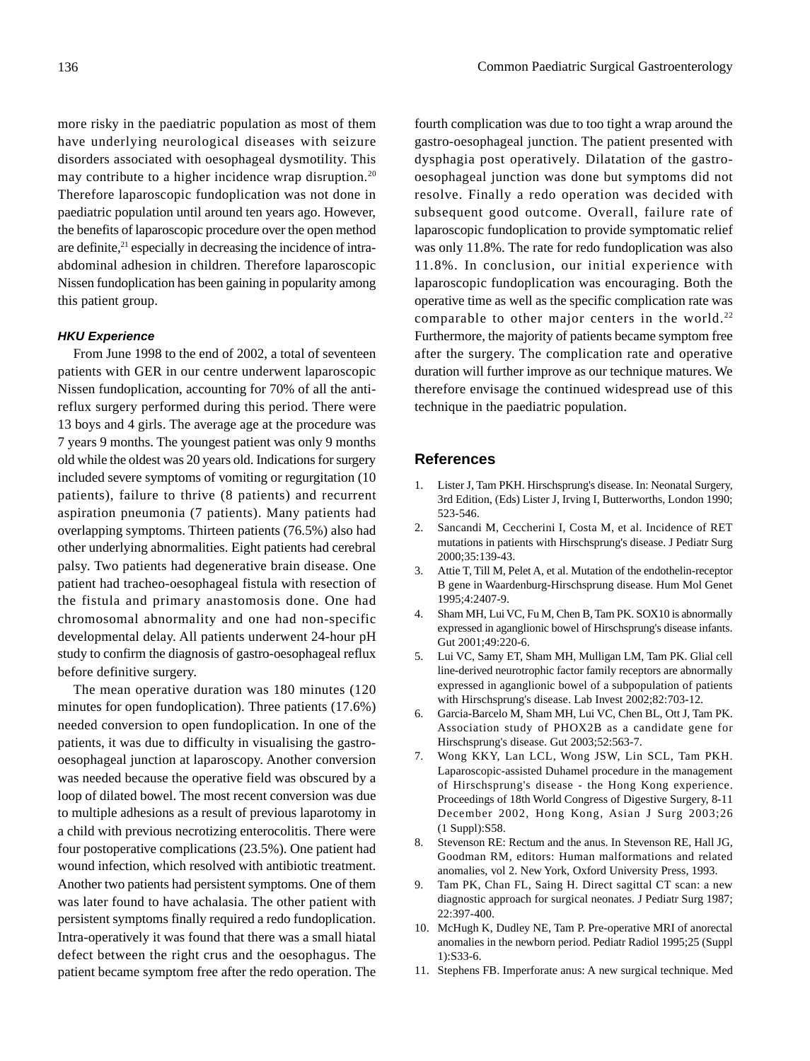more risky in the paediatric population as most of them have underlying neurological diseases with seizure disorders associated with oesophageal dysmotility. This may contribute to a higher incidence wrap disruption.[20] Therefore laparoscopic fundoplication was not done in paediatric population until around ten years ago. However, the benefits of laparoscopic procedure over the open method are definite,[21] especially in decreasing the incidence of intra-abdominal adhesion in children. Therefore laparoscopic Nissen fundoplication has been gaining in popularity among this patient group.

### *HKU Experience*

From June 1998 to the end of 2002, a total of seventeen patients with GER in our centre underwent laparoscopic Nissen fundoplication, accounting for 70% of all the anti-reflux surgery performed during this period. There were 13 boys and 4 girls. The average age at the procedure was 7 years 9 months. The youngest patient was only 9 months old while the oldest was 20 years old. Indications for surgery included severe symptoms of vomiting or regurgitation (10 patients), failure to thrive (8 patients) and recurrent aspiration pneumonia (7 patients). Many patients had overlapping symptoms. Thirteen patients (76.5%) also had other underlying abnormalities. Eight patients had cerebral palsy. Two patients had degenerative brain disease. One patient had tracheo-oesophageal fistula with resection of the fistula and primary anastomosis done. One had chromosomal abnormality and one had non-specific developmental delay. All patients underwent 24-hour pH study to confirm the diagnosis of gastro-oesophageal reflux before definitive surgery.

The mean operative duration was 180 minutes (120 minutes for open fundoplication). Three patients (17.6%) needed conversion to open fundoplication. In one of the patients, it was due to difficulty in visualising the gastro-oesophageal junction at laparoscopy. Another conversion was needed because the operative field was obscured by a loop of dilated bowel. The most recent conversion was due to multiple adhesions as a result of previous laparotomy in a child with previous necrotizing enterocolitis. There were four postoperative complications (23.5%). One patient had wound infection, which resolved with antibiotic treatment. Another two patients had persistent symptoms. One of them was later found to have achalasia. The other patient with persistent symptoms finally required a redo fundoplication. Intra-operatively it was found that there was a small hiatal defect between the right crus and the oesophagus. The patient became symptom free after the redo operation. The fourth complication was due to too tight a wrap around the gastro-oesophageal junction. The patient presented with dysphagia post operatively. Dilatation of the gastro-oesophageal junction was done but symptoms did not resolve. Finally a redo operation was decided with subsequent good outcome. Overall, failure rate of laparoscopic fundoplication to provide symptomatic relief was only 11.8%. The rate for redo fundoplication was also 11.8%. In conclusion, our initial experience with laparoscopic fundoplication was encouraging. Both the operative time as well as the specific complication rate was comparable to other major centers in the world.[22] Furthermore, the majority of patients became symptom free after the surgery. The complication rate and operative duration will further improve as our technique matures. We therefore envisage the continued widespread use of this technique in the paediatric population.

## References

1. Lister J, Tam PKH. Hirschsprung's disease. In: Neonatal Surgery, 3rd Edition, (Eds) Lister J, Irving I, Butterworths, London 1990; 523-546.
2. Sancandi M, Ceccherini I, Costa M, et al. Incidence of RET mutations in patients with Hirschsprung's disease. J Pediatr Surg 2000;35:139-43.
3. Attie T, Till M, Pelet A, et al. Mutation of the endothelin-receptor B gene in Waardenburg-Hirschsprung disease. Hum Mol Genet 1995;4:2407-9.
4. Sham MH, Lui VC, Fu M, Chen B, Tam PK. SOX10 is abnormally expressed in aganglionic bowel of Hirschsprung's disease infants. Gut 2001;49:220-6.
5. Lui VC, Samy ET, Sham MH, Mulligan LM, Tam PK. Glial cell line-derived neurotrophic factor family receptors are abnormally expressed in aganglionic bowel of a subpopulation of patients with Hirschsprung's disease. Lab Invest 2002;82:703-12.
6. Garcia-Barcelo M, Sham MH, Lui VC, Chen BL, Ott J, Tam PK. Association study of PHOX2B as a candidate gene for Hirschsprung's disease. Gut 2003;52:563-7.
7. Wong KKY, Lan LCL, Wong JSW, Lin SCL, Tam PKH. Laparoscopic-assisted Duhamel procedure in the management of Hirschsprung's disease - the Hong Kong experience. Proceedings of 18th World Congress of Digestive Surgery, 8-11 December 2002, Hong Kong, Asian J Surg 2003;26 (1 Suppl):S58.
8. Stevenson RE: Rectum and the anus. In Stevenson RE, Hall JG, Goodman RM, editors: Human malformations and related anomalies, vol 2. New York, Oxford University Press, 1993.
9. Tam PK, Chan FL, Saing H. Direct sagittal CT scan: a new diagnostic approach for surgical neonates. J Pediatr Surg 1987; 22:397-400.
10. McHugh K, Dudley NE, Tam P. Pre-operative MRI of anorectal anomalies in the newborn period. Pediatr Radiol 1995;25 (Suppl 1):S33-6.
11. Stephens FB. Imperforate anus: A new surgical technique. Med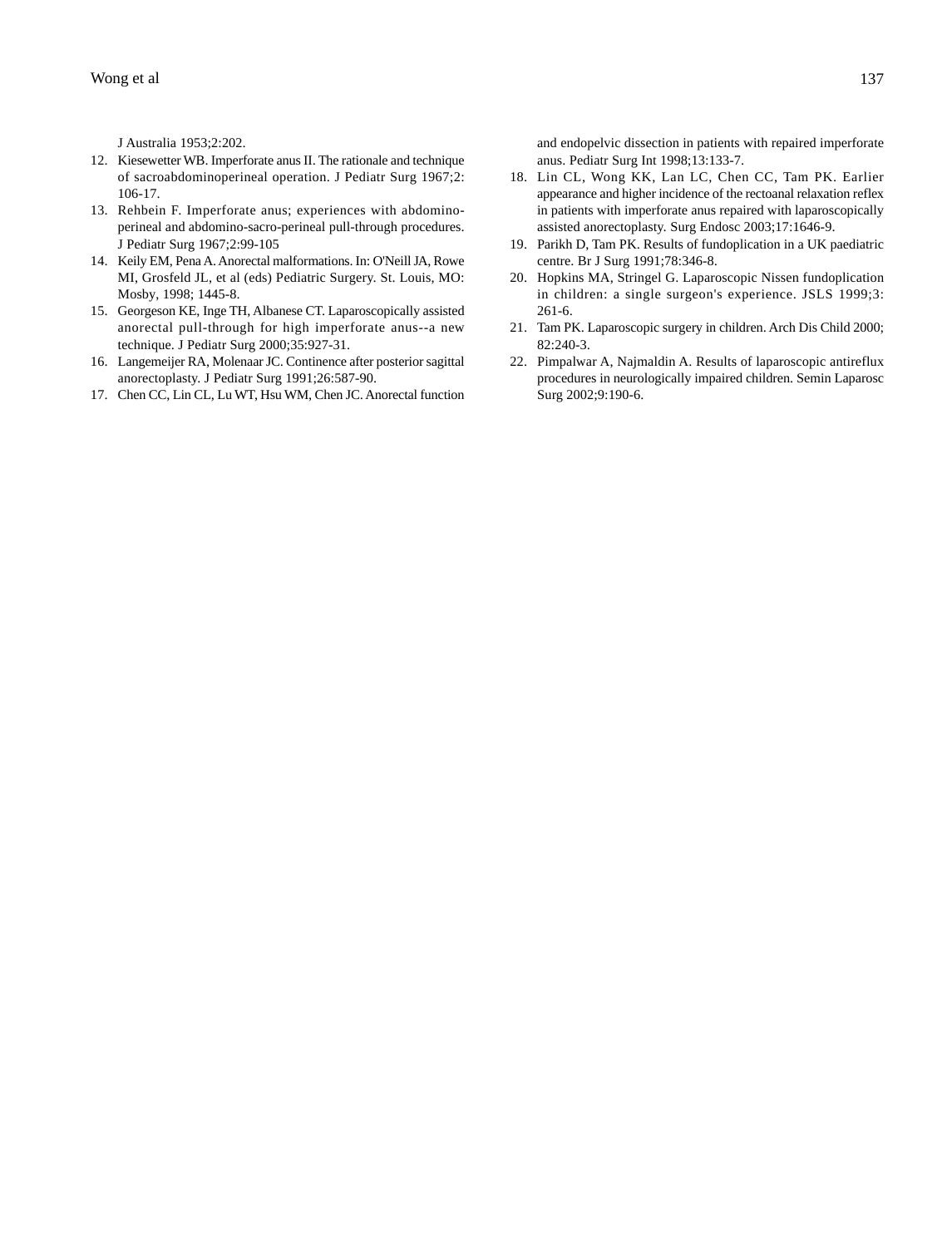J Australia 1953;2:202.

12. Kiesewetter WB. Imperforate anus II. The rationale and technique of sacroabdominoperineal operation. J Pediatr Surg 1967;2:106-17.
13. Rehbein F. Imperforate anus; experiences with abdomino-perineal and abdomino-sacro-perineal pull-through procedures. J Pediatr Surg 1967;2:99-105
14. Keily EM, Pena A. Anorectal malformations. In: O'Neill JA, Rowe MI, Grosfeld JL, et al (eds) Pediatric Surgery. St. Louis, MO: Mosby, 1998; 1445-8.
15. Georgeson KE, Inge TH, Albanese CT. Laparoscopically assisted anorectal pull-through for high imperforate anus--a new technique. J Pediatr Surg 2000;35:927-31.
16. Langemeijer RA, Molenaar JC. Continence after posterior sagittal anorectoplasty. J Pediatr Surg 1991;26:587-90.
17. Chen CC, Lin CL, Lu WT, Hsu WM, Chen JC. Anorectal function and endopelvic dissection in patients with repaired imperforate anus. Pediatr Surg Int 1998;13:133-7.
18. Lin CL, Wong KK, Lan LC, Chen CC, Tam PK. Earlier appearance and higher incidence of the rectoanal relaxation reflex in patients with imperforate anus repaired with laparoscopically assisted anorectoplasty. Surg Endosc 2003;17:1646-9.
19. Parikh D, Tam PK. Results of fundoplication in a UK paediatric centre. Br J Surg 1991;78:346-8.
20. Hopkins MA, Stringel G. Laparoscopic Nissen fundoplication in children: a single surgeon's experience. JSLS 1999;3:261-6.
21. Tam PK. Laparoscopic surgery in children. Arch Dis Child 2000;82:240-3.
22. Pimpalwar A, Najmaldin A. Results of laparoscopic antireflux procedures in neurologically impaired children. Semin Laparosc Surg 2002;9:190-6.